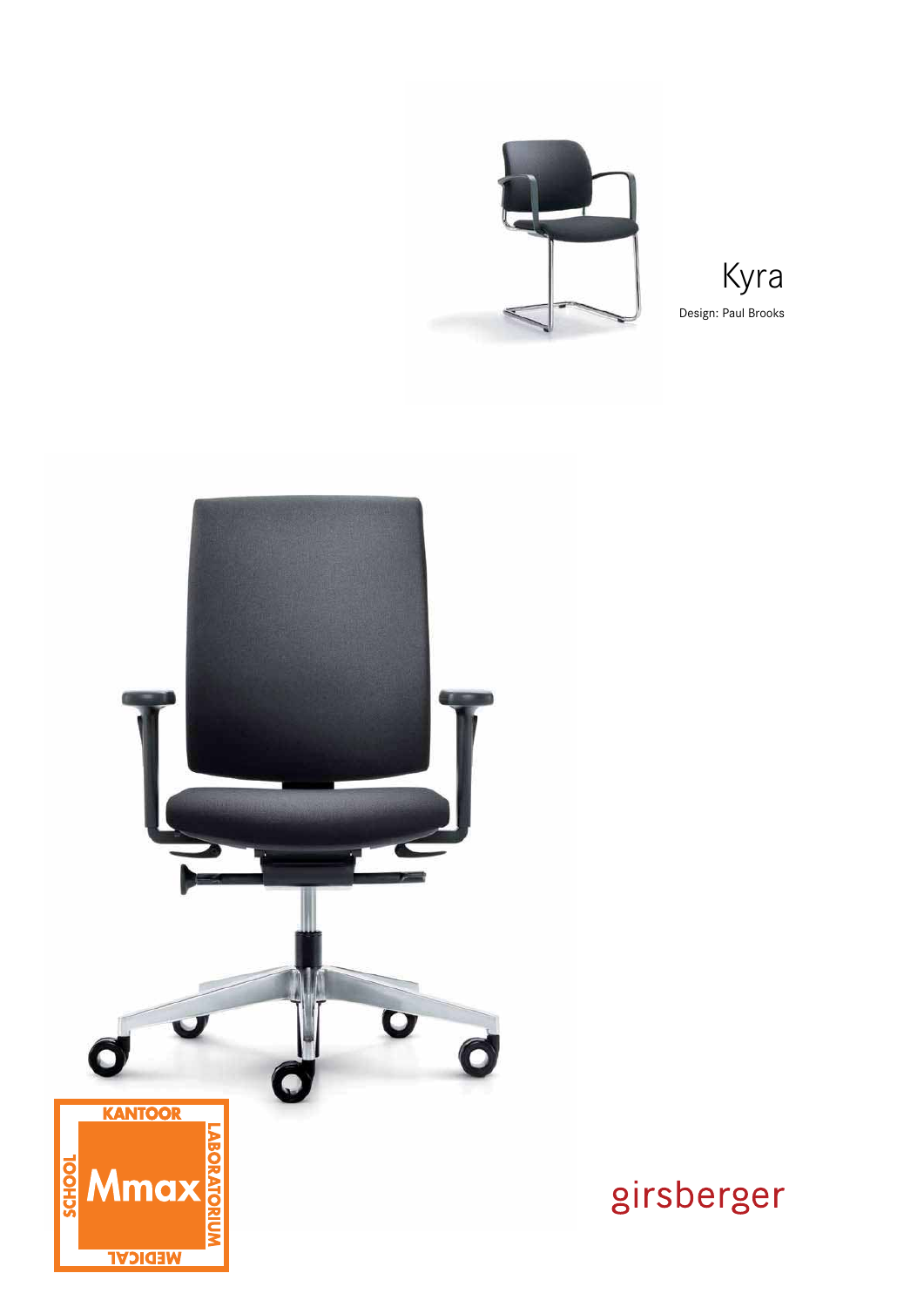# Kyra

Design: Paul Brooks

KANTOOR

LABORATORIUM

SCHOOL

Mmax

MEDICAL

girsberger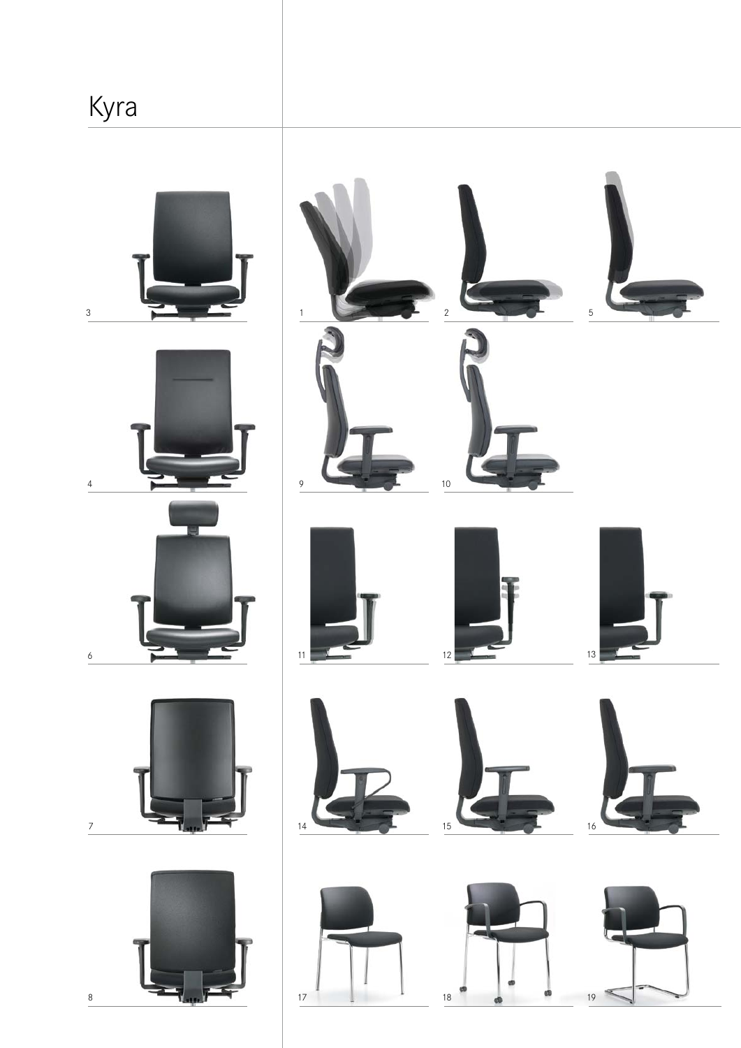# Kyra

3

1

2

5

4

9

10

6

11

12

13

7

14

15

16

8

17

18

19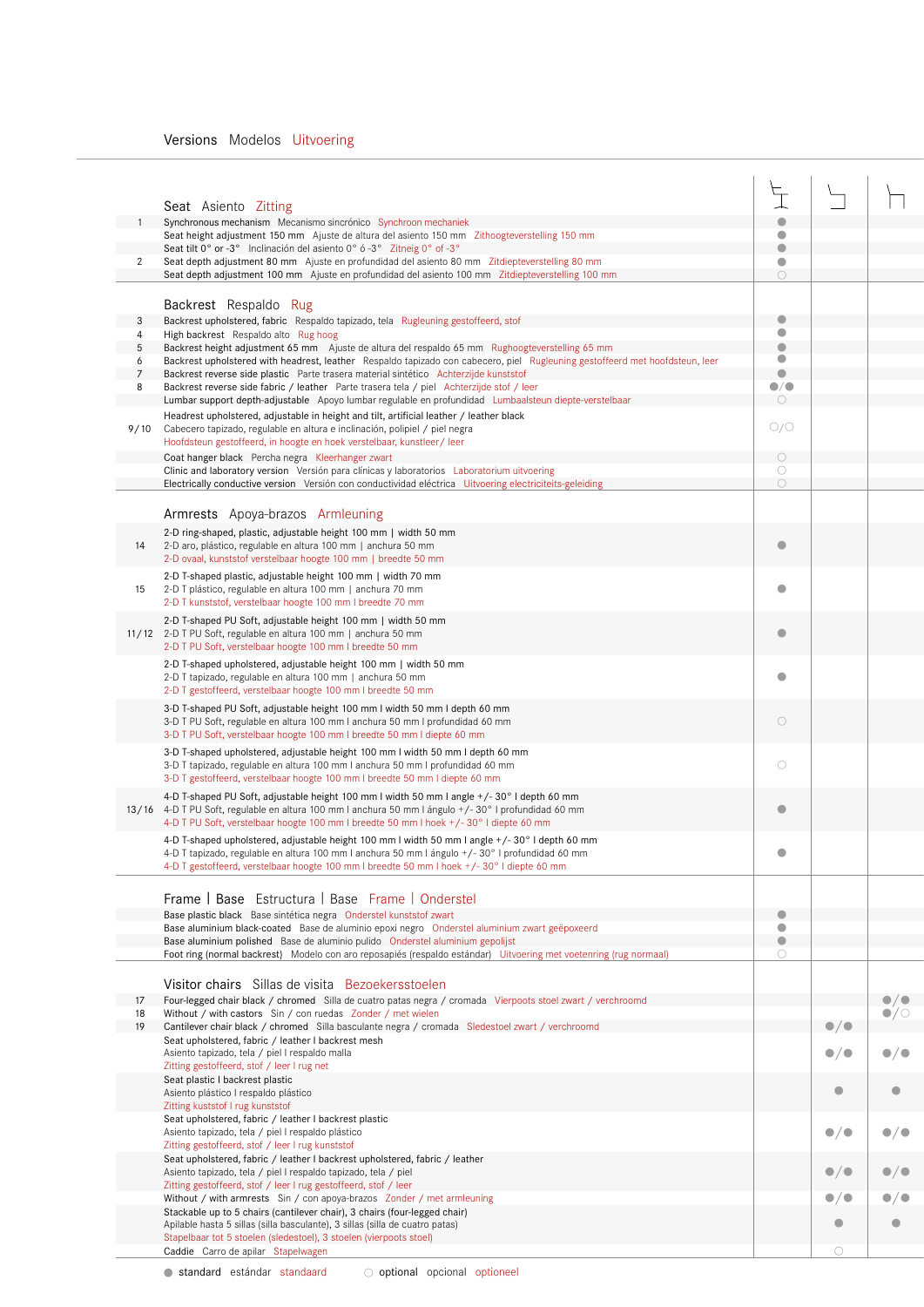# Versions Modelos Uitvoering

| No. | Description | Swivel chair | Cantilever chair | Four-legged chair |
|---|---|---|---|---|
| | **Seat Asiento Zitting** | | | |
| 1 | Synchronous mechanism Mecanismo sincrónico Synchroon mechaniek | ● | | |
| | Seat height adjustment 150 mm Ajuste de altura del asiento 150 mm Zithoogteverstelling 150 mm | ● | | |
| | Seat tilt 0° or -3° Inclinación del asiento 0° ó -3° Zitneig 0° of -3° | ● | | |
| 2 | Seat depth adjustment 80 mm Ajuste en profundidad del asiento 80 mm Zitdiepteverstelling 80 mm | ● | | |
| | Seat depth adjustment 100 mm Ajuste en profundidad del asiento 100 mm Zitdiepteverstelling 100 mm | ○ | | |
| | **Backrest Respaldo Rug** | | | |
| 3 | Backrest upholstered, fabric Respaldo tapizado, tela Rugleuning gestoffeerd, stof | ● | | |
| 4 | High backrest Respaldo alto Rug hoog | ● | | |
| 5 | Backrest height adjustment 65 mm Ajuste de altura del respaldo 65 mm Rughoogteverstelling 65 mm | ● | | |
| 6 | Backrest upholstered with headrest, leather Respaldo tapizado con cabecero, piel Rugleuning gestoffeerd met hoofdsteun, leer | ● | | |
| 7 | Backrest reverse side plastic Parte trasera material sintético Achterzijde kunststof | ● | | |
| 8 | Backrest reverse side fabric / leather Parte trasera tela / piel Achterzijde stof / leer | ●/● | | |
| | Lumbar support depth-adjustable Apoyo lumbar regulable en profundidad Lumbaalsteun diepte-verstelbaar | ○ | | |
| 9 / 10 | Headrest upholstered, adjustable in height and tilt, artificial leather / leather black Cabecero tapizado, regulable en altura e inclinación, polipiel / piel negra Hoofdsteun gestoffeerd, in hoogte en hoek verstelbaar, kunstleer/ leer | ○/○ | | |
| | Coat hanger black Percha negra Kleerhanger zwart | ○ | | |
| | Clinic and laboratory version Versión para clínicas y laboratorios Laboratorium uitvoering | ○ | | |
| | Electrically conductive version Versión con conductividad eléctrica Uitvoering electriciteits-geleiding | ○ | | |
| | **Armrests Apoya-brazos Armleuning** | | | |
| 14 | 2-D ring-shaped, plastic, adjustable height 100 mm \| width 50 mm 2-D aro, plástico, regulable en altura 100 mm \| anchura 50 mm 2-D ovaal, kunststof verstelbaar hoogte 100 mm \| breedte 50 mm | ● | | |
| 15 | 2-D T-shaped plastic, adjustable height 100 mm \| width 70 mm 2-D T plástico, regulable en altura 100 mm \| anchura 70 mm 2-D T kunststof, verstelbaar hoogte 100 mm l breedte 70 mm | ● | | |
| 11 / 12 | 2-D T-shaped PU Soft, adjustable height 100 mm \| width 50 mm 2-D T PU Soft, regulable en altura 100 mm \| anchura 50 mm 2-D T PU Soft, verstelbaar hoogte 100 mm l breedte 50 mm | ● | | |
| | 2-D T-shaped upholstered, adjustable height 100 mm \| width 50 mm 2-D T tapizado, regulable en altura 100 mm \| anchura 50 mm 2-D T gestoffeerd, verstelbaar hoogte 100 mm l breedte 50 mm | ● | | |
| | 3-D T-shaped PU Soft, adjustable height 100 mm l width 50 mm l depth 60 mm 3-D T PU Soft, regulable en altura 100 mm l anchura 50 mm l profundidad 60 mm 3-D T PU Soft, verstelbaar hoogte 100 mm l breedte 50 mm l diepte 60 mm | ○ | | |
| | 3-D T-shaped upholstered, adjustable height 100 mm l width 50 mm l depth 60 mm 3-D T tapizado, regulable en altura 100 mm l anchura 50 mm l profundidad 60 mm 3-D T gestoffeerd, verstelbaar hoogte 100 mm l breedte 50 mm l diepte 60 mm | ○ | | |
| 13 / 16 | 4-D T-shaped PU Soft, adjustable height 100 mm l width 50 mm l angle +/- 30° l depth 60 mm 4-D T PU Soft, regulable en altura 100 mm l anchura 50 mm l ángulo +/- 30° l profundidad 60 mm 4-D T PU Soft, verstelbaar hoogte 100 mm l breedte 50 mm l hoek +/- 30° l diepte 60 mm | ● | | |
| | 4-D T-shaped upholstered, adjustable height 100 mm l width 50 mm l angle +/- 30° l depth 60 mm 4-D T tapizado, regulable en altura 100 mm l anchura 50 mm l ángulo +/- 30° l profundidad 60 mm 4-D T gestoffeerd, verstelbaar hoogte 100 mm l breedte 50 mm l hoek +/- 30° l diepte 60 mm | ● | | |
| | **Frame \| Base Estructura \| Base Frame \| Onderstel** | | | |
| | Base plastic black Base sintética negra Onderstel kunststof zwart | ● | | |
| | Base aluminium black-coated Base de aluminio epoxi negro Onderstel aluminium zwart geëpoxeerd | ● | | |
| | Base aluminium polished Base de aluminio pulido Onderstel aluminium gepolijst | ● | | |
| | Foot ring (normal backrest) Modelo con aro reposapiés (respaldo estándar) Uitvoering met voetenring (rug normaal) | ○ | | |
| | **Visitor chairs Sillas de visita Bezoekersstoelen** | | | |
| 17 | Four-legged chair black / chromed Silla de cuatro patas negra / cromada Vierpoots stoel zwart / verchroomd | | | ●/● |
| 18 | Without / with castors Sin / con ruedas Zonder / met wielen | | | ●/○ |
| 19 | Cantilever chair black / chromed Silla basculante negra / cromada Sledestoel zwart / verchroomd | | ●/● | |
| | Seat upholstered, fabric / leather l backrest mesh Asiento tapizado, tela / piel l respaldo malla Zitting gestoffeerd, stof / leer l rug net | | ●/● | ●/● |
| | Seat plastic l backrest plastic Asiento plástico l respaldo plástico Zitting kuststof l rug kunststof | | ● | ● |
| | Seat upholstered, fabric / leather l backrest plastic Asiento tapizado, tela / piel l respaldo plástico Zitting gestoffeerd, stof / leer l rug kunststof | | ●/● | ●/● |
| | Seat upholstered, fabric / leather l backrest upholstered, fabric / leather Asiento tapizado, tela / piel l respaldo tapizado, tela / piel Zitting gestoffeerd, stof / leer l rug gestoffeerd, stof / leer | | ●/● | ●/● |
| | Without / with armrests Sin / con apoya-brazos Zonder / met armleuning | | ●/● | ●/● |
| | Stackable up to 5 chairs (cantilever chair), 3 chairs (four-legged chair) Apilable hasta 5 sillas (silla basculante), 3 sillas (silla de cuatro patas) Stapelbaar tot 5 stoelen (sledestoel), 3 stoelen (vierpoots stoel) | | ● | ● |
| | Caddie Carro de apilar Stapelwagen | | ○ | |

● standard estándar standaard ○ optional opcional optioneel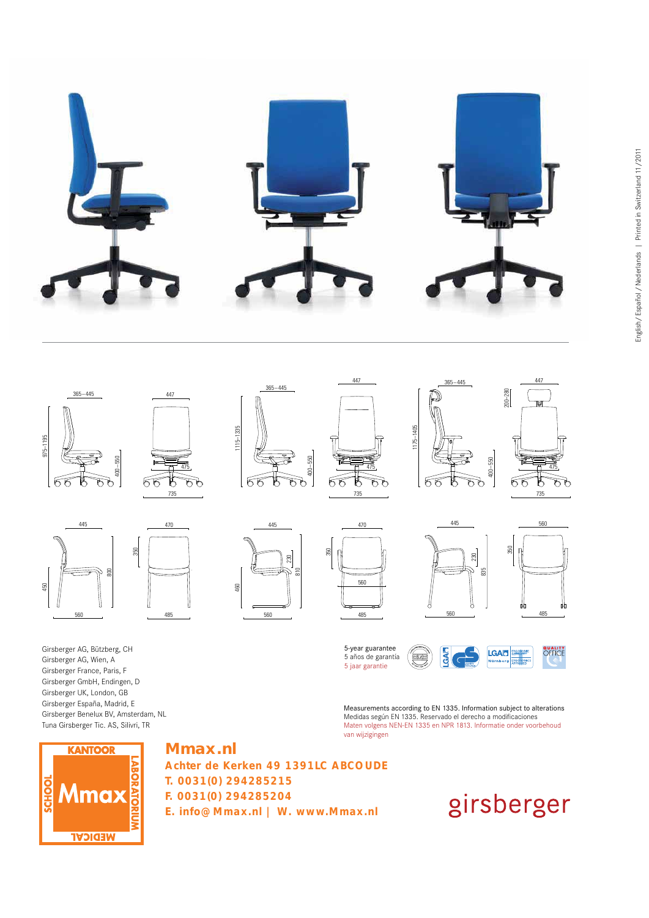365–445

447

975–1195

400–550

475

735

365–445

447

1115–1335

400–550

475

735

365–445

447

1175–1405

200–280

400–550

475

735

445

470

450

800

350

560

485

445

470

460

230

810

350

560

560

485

445

560

230

835

350

560

485

Girsberger AG, Bützberg, CH
Girsberger AG, Wien, A
Girsberger France, Paris, F
Girsberger GmbH, Endingen, D
Girsberger UK, London, GB
Girsberger España, Madrid, E
Girsberger Benelux BV, Amsterdam, NL
Tuna Girsberger Tic. AS, Silivri, TR

5-year guarantee
5 años de garantía
5 jaar garantie

Measurements according to EN 1335. Information subject to alterations
Medidas según EN 1335. Reservado el derecho a modificaciones
Maten volgens NEN-EN 1335 en NPR 1813. Informatie onder voorbehoud van wijzigingen

KANTOOR
SCHOOL
Mmax
LABORATORIUM
MEDICAL

**Mmax.nl**
**Achter de Kerken 49 1391LC ABCOUDE**
**T. 0031(0) 294285215**
**F. 0031(0) 294285204**
**E. info@Mmax.nl | W. www.Mmax.nl**

girsberger

English / Español / Nederlands | Printed in Switzerland 11/2011